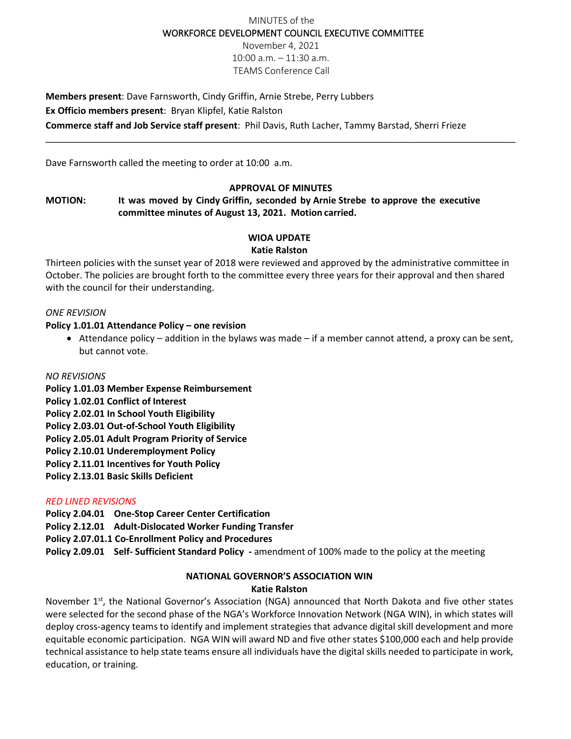MINUTES of the

WORKFORCE DEVELOPMENT COUNCIL EXECUTIVE COMMITTEE

November 4, 2021

10:00 a.m. – 11:30 a.m.

TEAMS Conference Call

**Members present**: Dave Farnsworth, Cindy Griffin, Arnie Strebe, Perry Lubbers

**Ex Officio members present**: Bryan Klipfel, Katie Ralston

**Commerce staff and Job Service staff present**: Phil Davis, Ruth Lacher, Tammy Barstad, Sherri Frieze

---

Dave Farnsworth called the meeting to order at 10:00 a.m.

## APPROVAL OF MINUTES

**MOTION: It was moved by Cindy Griffin, seconded by Arnie Strebe to approve the executive committee minutes of August 13, 2021. Motion carried.**

## WIOA UPDATE

**Katie Ralston**

Thirteen policies with the sunset year of 2018 were reviewed and approved by the administrative committee in October. The policies are brought forth to the committee every three years for their approval and then shared with the council for their understanding.

*ONE REVISION*

**Policy 1.01.01 Attendance Policy – one revision**

- Attendance policy – addition in the bylaws was made – if a member cannot attend, a proxy can be sent, but cannot vote.

*NO REVISIONS*

**Policy 1.01.03 Member Expense Reimbursement**
**Policy 1.02.01 Conflict of Interest**
**Policy 2.02.01 In School Youth Eligibility**
**Policy 2.03.01 Out-of-School Youth Eligibility**
**Policy 2.05.01 Adult Program Priority of Service**
**Policy 2.10.01 Underemployment Policy**
**Policy 2.11.01 Incentives for Youth Policy**
**Policy 2.13.01 Basic Skills Deficient**

*RED LINED REVISIONS*

**Policy 2.04.01 One-Stop Career Center Certification**
**Policy 2.12.01 Adult-Dislocated Worker Funding Transfer**
**Policy 2.07.01.1 Co-Enrollment Policy and Procedures**
**Policy 2.09.01 Self- Sufficient Standard Policy -** amendment of 100% made to the policy at the meeting

## NATIONAL GOVERNOR'S ASSOCIATION WIN

**Katie Ralston**

November 1st, the National Governor's Association (NGA) announced that North Dakota and five other states were selected for the second phase of the NGA's Workforce Innovation Network (NGA WIN), in which states will deploy cross-agency teams to identify and implement strategies that advance digital skill development and more equitable economic participation. NGA WIN will award ND and five other states $100,000 each and help provide technical assistance to help state teams ensure all individuals have the digital skills needed to participate in work, education, or training.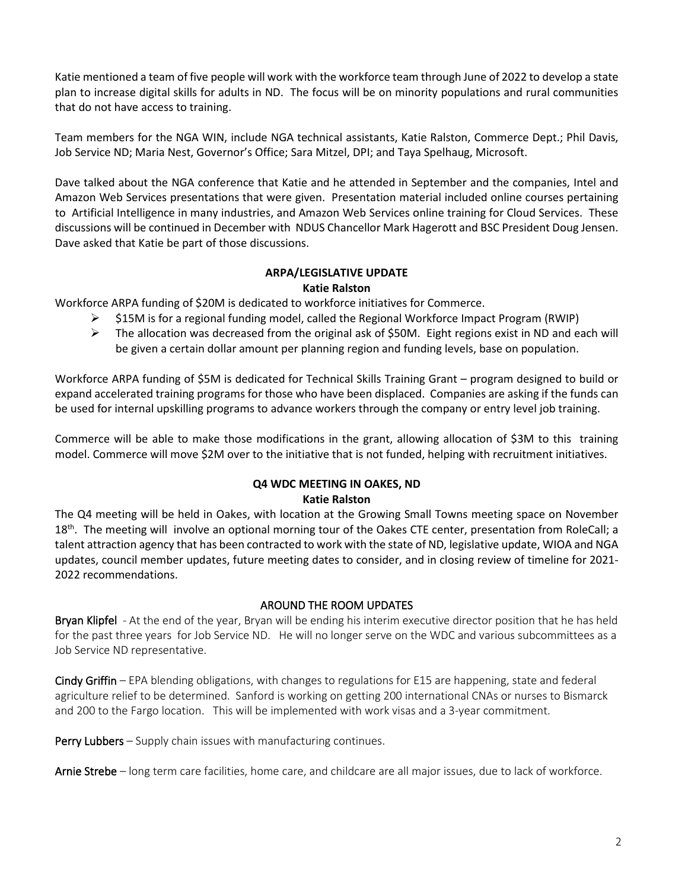Katie mentioned a team of five people will work with the workforce team through June of 2022 to develop a state plan to increase digital skills for adults in ND. The focus will be on minority populations and rural communities that do not have access to training.

Team members for the NGA WIN, include NGA technical assistants, Katie Ralston, Commerce Dept.; Phil Davis, Job Service ND; Maria Nest, Governor's Office; Sara Mitzel, DPI; and Taya Spelhaug, Microsoft.

Dave talked about the NGA conference that Katie and he attended in September and the companies, Intel and Amazon Web Services presentations that were given. Presentation material included online courses pertaining to Artificial Intelligence in many industries, and Amazon Web Services online training for Cloud Services. These discussions will be continued in December with NDUS Chancellor Mark Hagerott and BSC President Doug Jensen. Dave asked that Katie be part of those discussions.

**ARPA/LEGISLATIVE UPDATE**

**Katie Ralston**

Workforce ARPA funding of $20M is dedicated to workforce initiatives for Commerce.

- $15M is for a regional funding model, called the Regional Workforce Impact Program (RWIP)
- The allocation was decreased from the original ask of $50M. Eight regions exist in ND and each will be given a certain dollar amount per planning region and funding levels, base on population.

Workforce ARPA funding of $5M is dedicated for Technical Skills Training Grant – program designed to build or expand accelerated training programs for those who have been displaced. Companies are asking if the funds can be used for internal upskilling programs to advance workers through the company or entry level job training.

Commerce will be able to make those modifications in the grant, allowing allocation of $3M to this training model. Commerce will move $2M over to the initiative that is not funded, helping with recruitment initiatives.

**Q4 WDC MEETING IN OAKES, ND**

**Katie Ralston**

The Q4 meeting will be held in Oakes, with location at the Growing Small Towns meeting space on November 18th. The meeting will involve an optional morning tour of the Oakes CTE center, presentation from RoleCall; a talent attraction agency that has been contracted to work with the state of ND, legislative update, WIOA and NGA updates, council member updates, future meeting dates to consider, and in closing review of timeline for 2021-2022 recommendations.

**AROUND THE ROOM UPDATES**

**Bryan Klipfel** - At the end of the year, Bryan will be ending his interim executive director position that he has held for the past three years for Job Service ND. He will no longer serve on the WDC and various subcommittees as a Job Service ND representative.

**Cindy Griffin** – EPA blending obligations, with changes to regulations for E15 are happening, state and federal agriculture relief to be determined. Sanford is working on getting 200 international CNAs or nurses to Bismarck and 200 to the Fargo location. This will be implemented with work visas and a 3-year commitment.

**Perry Lubbers** – Supply chain issues with manufacturing continues.

**Arnie Strebe** – long term care facilities, home care, and childcare are all major issues, due to lack of workforce.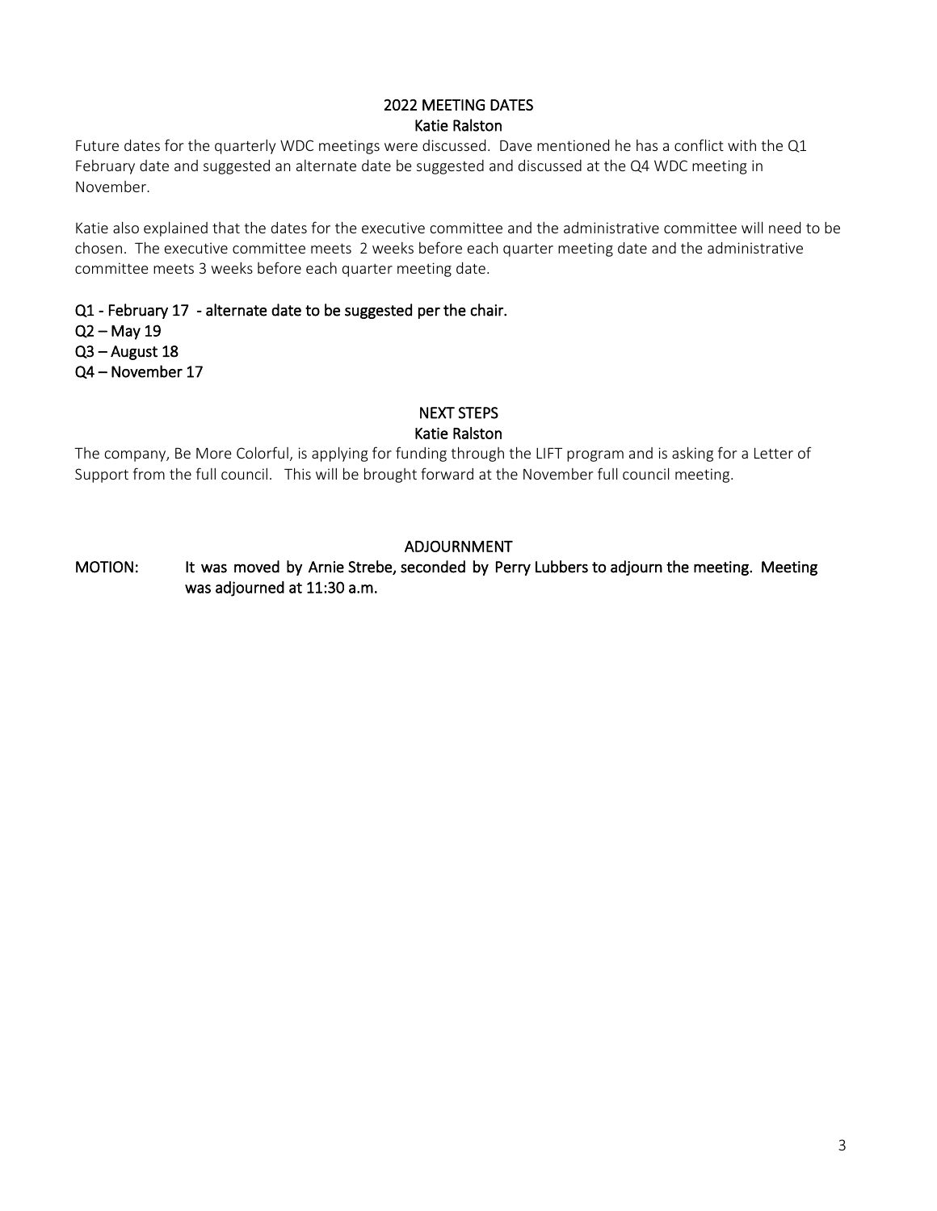## 2022 MEETING DATES

### Katie Ralston

Future dates for the quarterly WDC meetings were discussed. Dave mentioned he has a conflict with the Q1 February date and suggested an alternate date be suggested and discussed at the Q4 WDC meeting in November.

Katie also explained that the dates for the executive committee and the administrative committee will need to be chosen. The executive committee meets 2 weeks before each quarter meeting date and the administrative committee meets 3 weeks before each quarter meeting date.

Q1 - February 17 - alternate date to be suggested per the chair.
Q2 – May 19
Q3 – August 18
Q4 – November 17

## NEXT STEPS

### Katie Ralston

The company, Be More Colorful, is applying for funding through the LIFT program and is asking for a Letter of Support from the full council. This will be brought forward at the November full council meeting.

## ADJOURNMENT

**MOTION:** It was moved by Arnie Strebe, seconded by Perry Lubbers to adjourn the meeting. Meeting was adjourned at 11:30 a.m.